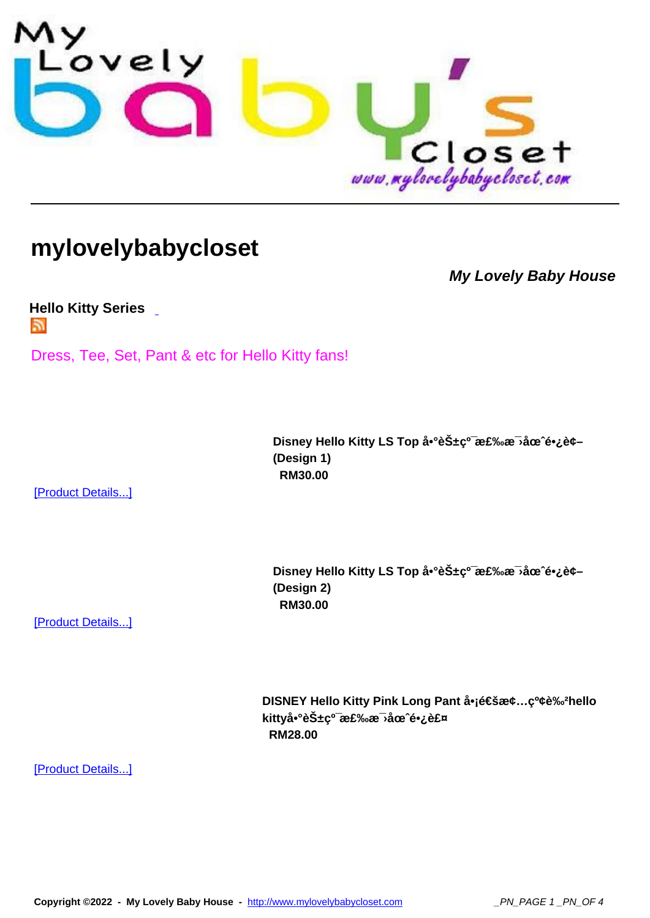# mylovelybabycloset

***My Lovely Baby House***

**Hello Kitty Series**

Dress, Tee, Set, Pant & etc for Hello Kitty fans!

**Disney Hello Kitty LS Top å•°èŠ±ç°¯æ£‰æ¯›åœˆé•¿è¢– (Design 1)**
**RM30.00**

[Product Details...]

**Disney Hello Kitty LS Top å•°èŠ±ç°¯æ£‰æ¯›åœˆé•¿è¢– (Design 2)**
**RM30.00**

[Product Details...]

**DISNEY Hello Kitty Pink Long Pant å•¡é€šæ¢…ç°¢è‰²hello kittyå•°èŠ±ç°¯æ£‰æ¯›åœˆé•¿è£¤**
**RM28.00**

[Product Details...]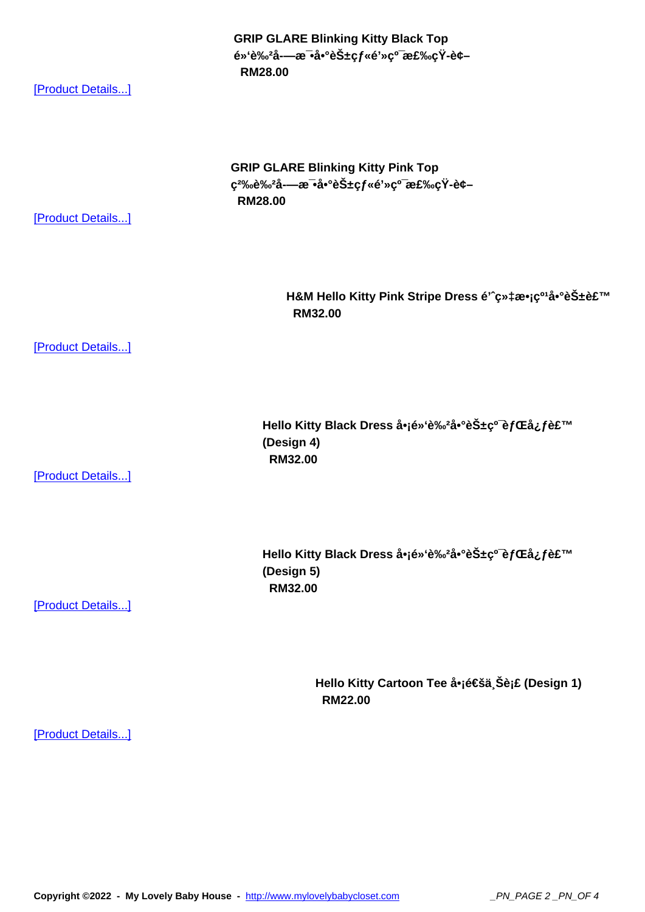**GRIP GLARE Blinking Kitty Black Top é»'è‰²å-—æ¯•å•°èŠ±çƒ«é'»çº¯æ£‰çŸ-è¢–**

**RM28.00**

[Product Details...]

**GRIP GLARE Blinking Kitty Pink Top ç²‰è‰²å-—æ¯•å•°èŠ±çƒ«é'»çº¯æ£‰çŸ-è¢–**

**RM28.00**

[Product Details...]

**H&M Hello Kitty Pink Stripe Dress é'ˆç»‡æ•¡çº¹å•°èŠ±è£™**

**RM32.00**

[Product Details...]

**Hello Kitty Black Dress å•¡é»'è‰²å•°èŠ±çº¯èƒŒå¿ƒè£™ (Design 4)**

**RM32.00**

[Product Details...]

**Hello Kitty Black Dress å•¡é»'è‰²å•°èŠ±çº¯èƒŒå¿ƒè£™ (Design 5)**

**RM32.00**

[Product Details...]

**Hello Kitty Cartoon Tee å•¡é€šä¸Šè¡£ (Design 1)**

**RM22.00**

[Product Details...]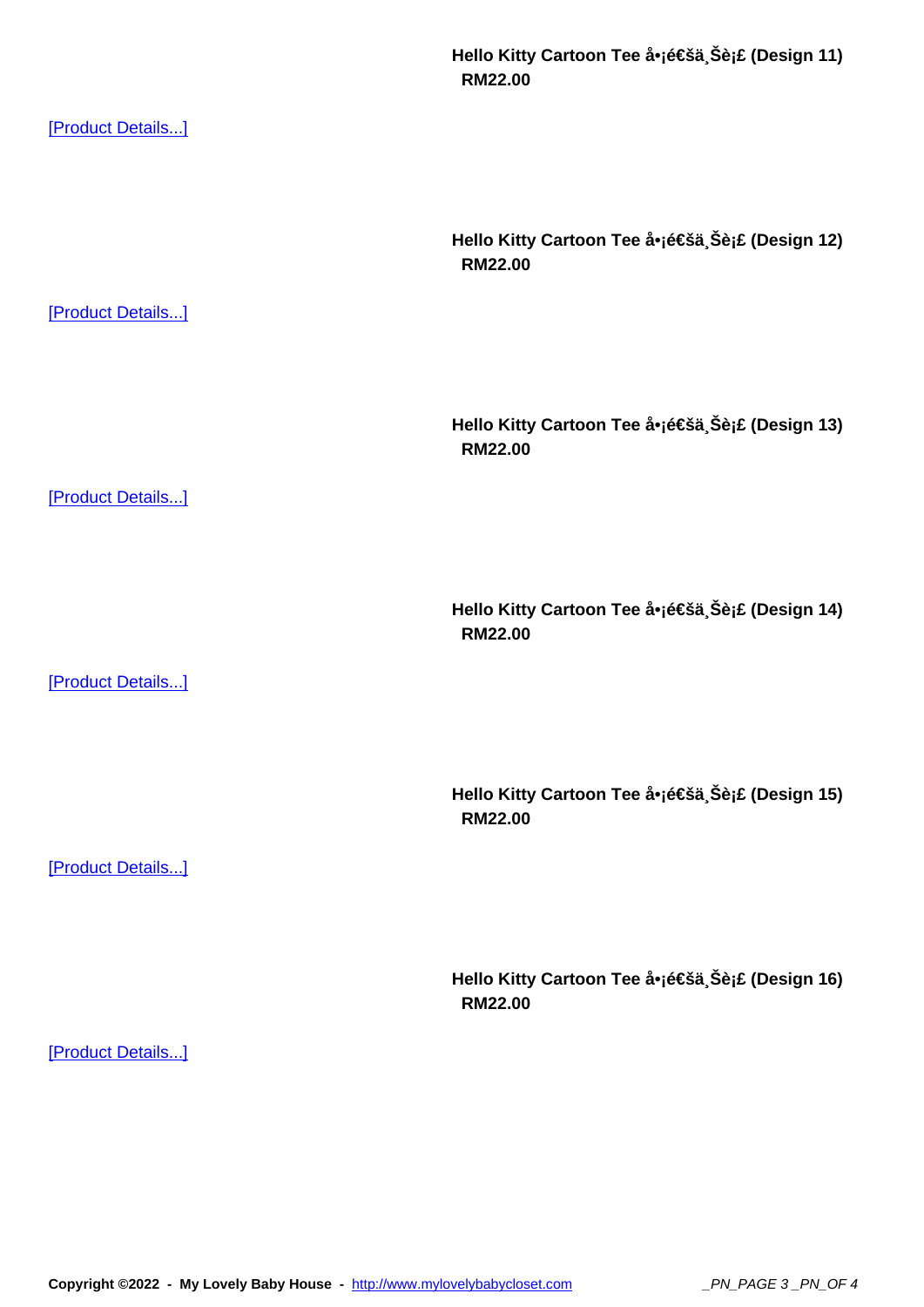**Hello Kitty Cartoon Tee å•¡é€šä¸Šè¡£ (Design 11)**
**RM22.00**

[Product Details...]

**Hello Kitty Cartoon Tee å•¡é€šä¸Šè¡£ (Design 12)**
**RM22.00**

[Product Details...]

**Hello Kitty Cartoon Tee å•¡é€šä¸Šè¡£ (Design 13)**
**RM22.00**

[Product Details...]

**Hello Kitty Cartoon Tee å•¡é€šä¸Šè¡£ (Design 14)**
**RM22.00**

[Product Details...]

**Hello Kitty Cartoon Tee å•¡é€šä¸Šè¡£ (Design 15)**
**RM22.00**

[Product Details...]

**Hello Kitty Cartoon Tee å•¡é€šä¸Šè¡£ (Design 16)**
**RM22.00**

[Product Details...]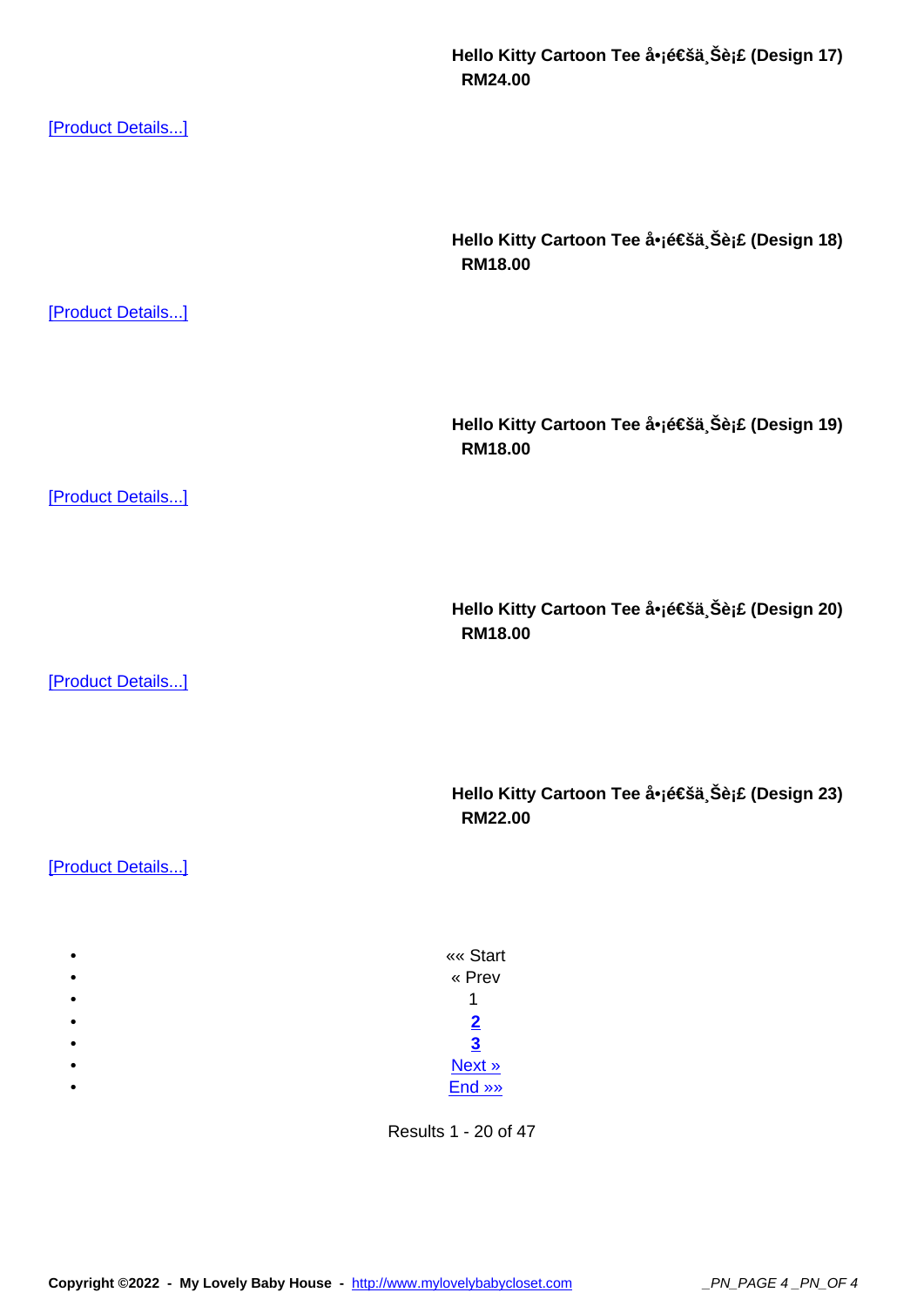**Hello Kitty Cartoon Tee å•¡é€šä¸Šè¡£ (Design 17)**
**RM24.00**

[Product Details...]

**Hello Kitty Cartoon Tee å•¡é€šä¸Šè¡£ (Design 18)**
**RM18.00**

[Product Details...]

**Hello Kitty Cartoon Tee å•¡é€šä¸Šè¡£ (Design 19)**
**RM18.00**

[Product Details...]

**Hello Kitty Cartoon Tee å•¡é€šä¸Šè¡£ (Design 20)**
**RM18.00**

[Product Details...]

**Hello Kitty Cartoon Tee å•¡é€šä¸Šè¡£ (Design 23)**
**RM22.00**

[Product Details...]

- «« Start
- « Prev
- 1
- **2**
- **3**
- Next »
- End »»

Results 1 - 20 of 47

**Copyright ©2022 - My Lovely Baby House -** http://www.mylovelybabycloset.com